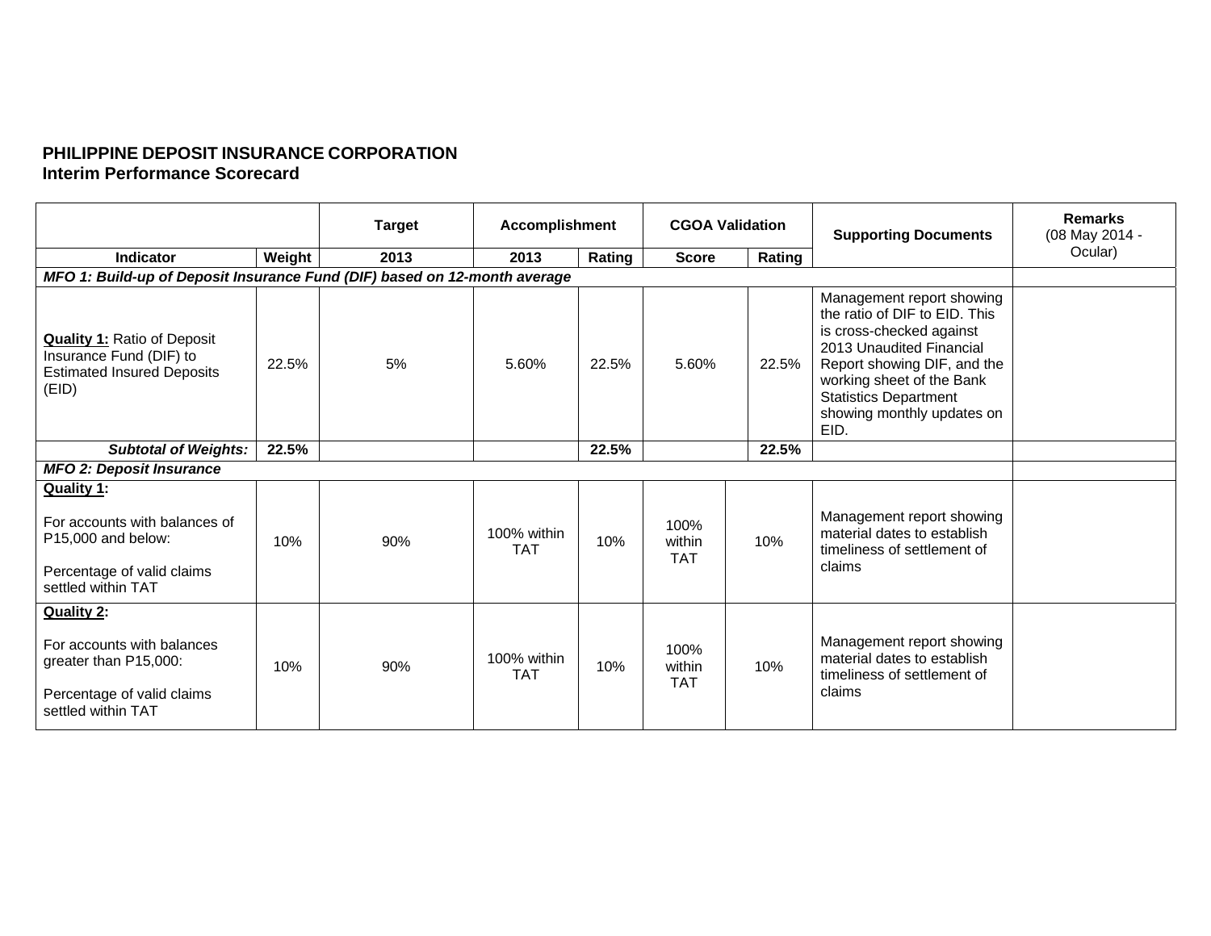**PHILIPPINE DEPOSIT INSURANCE CORPORATION**
**Interim Performance Scorecard**

| | | Target | Accomplishment | | CGOA Validation | | Supporting Documents | Remarks (08 May 2014 - Ocular) |
|---|---|---|---|---|---|---|---|---|
| **Indicator** | **Weight** | **2013** | **2013** | **Rating** | **Score** | **Rating** | | |
| ***MFO 1: Build-up of Deposit Insurance Fund (DIF) based on 12-month average*** | | | | | | | | |
| **Quality 1:** Ratio of Deposit Insurance Fund (DIF) to Estimated Insured Deposits (EID) | 22.5% | 5% | 5.60% | 22.5% | 5.60% | 22.5% | Management report showing the ratio of DIF to EID. This is cross-checked against 2013 Unaudited Financial Report showing DIF, and the working sheet of the Bank Statistics Department showing monthly updates on EID. | |
| ***Subtotal of Weights:*** | **22.5%** | | | **22.5%** | | **22.5%** | | |
| ***MFO 2: Deposit Insurance*** | | | | | | | | |
| **Quality 1:** For accounts with balances of P15,000 and below: Percentage of valid claims settled within TAT | 10% | 90% | 100% within TAT | 10% | 100% within TAT | 10% | Management report showing material dates to establish timeliness of settlement of claims | |
| **Quality 2:** For accounts with balances greater than P15,000: Percentage of valid claims settled within TAT | 10% | 90% | 100% within TAT | 10% | 100% within TAT | 10% | Management report showing material dates to establish timeliness of settlement of claims | |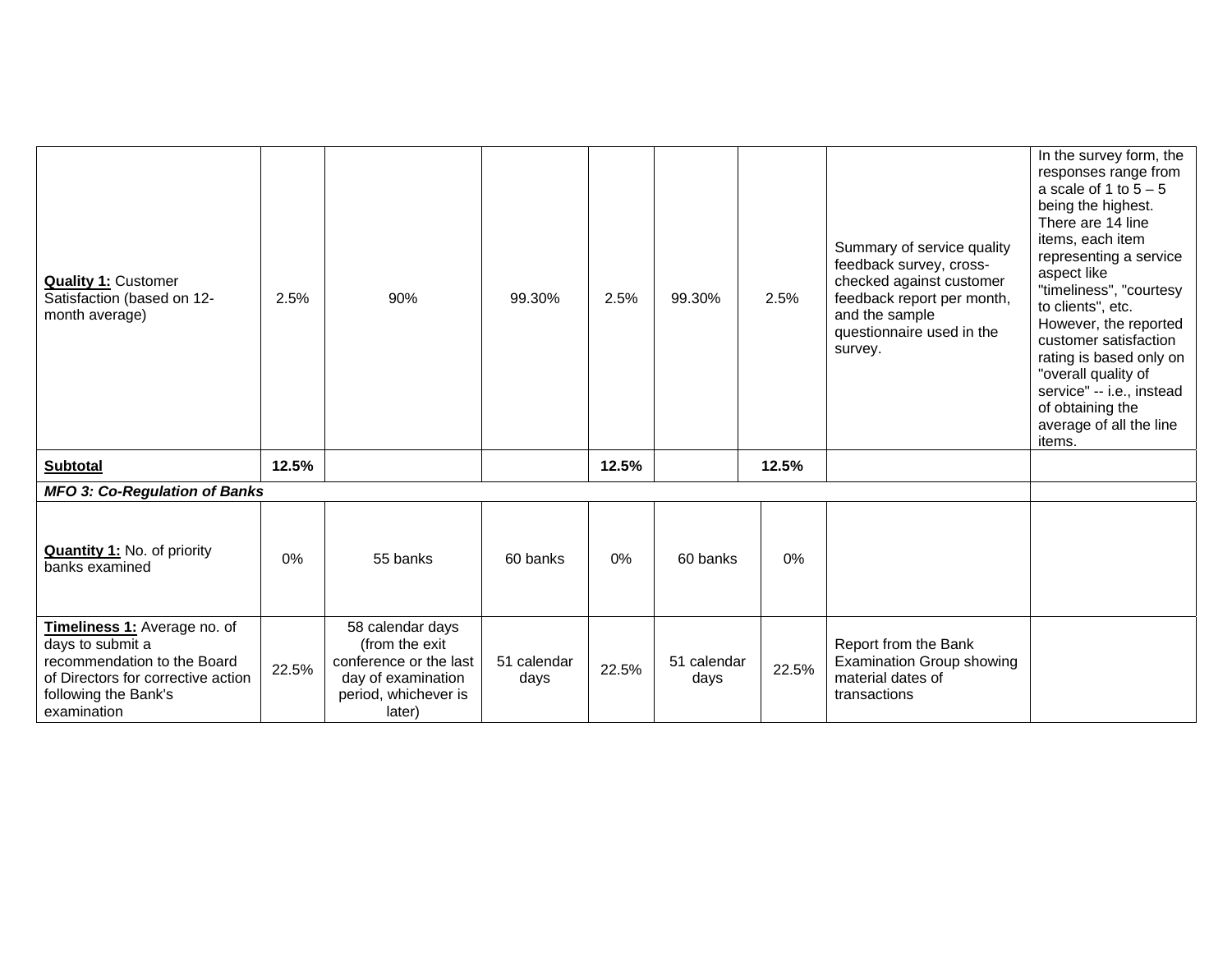| | | | | | | | | |
|---|---|---|---|---|---|---|---|---|
| **Quality 1:** Customer Satisfaction (based on 12-month average) | 2.5% | 90% | 99.30% | 2.5% | 99.30% | 2.5% | Summary of service quality feedback survey, cross-checked against customer feedback report per month, and the sample questionnaire used in the survey. | In the survey form, the responses range from a scale of 1 to 5 – 5 being the highest. There are 14 line items, each item representing a service aspect like "timeliness", "courtesy to clients", etc. However, the reported customer satisfaction rating is based only on "overall quality of service" -- i.e., instead of obtaining the average of all the line items. |
| **Subtotal** | **12.5%** | | | **12.5%** | | **12.5%** | | |
| ***MFO 3: Co-Regulation of Banks*** | | | | | | | | |
| **Quantity 1:** No. of priority banks examined | 0% | 55 banks | 60 banks | 0% | 60 banks | 0% | | |
| **Timeliness 1:** Average no. of days to submit a recommendation to the Board of Directors for corrective action following the Bank's examination | 22.5% | 58 calendar days (from the exit conference or the last day of examination period, whichever is later) | 51 calendar days | 22.5% | 51 calendar days | 22.5% | Report from the Bank Examination Group showing material dates of transactions | |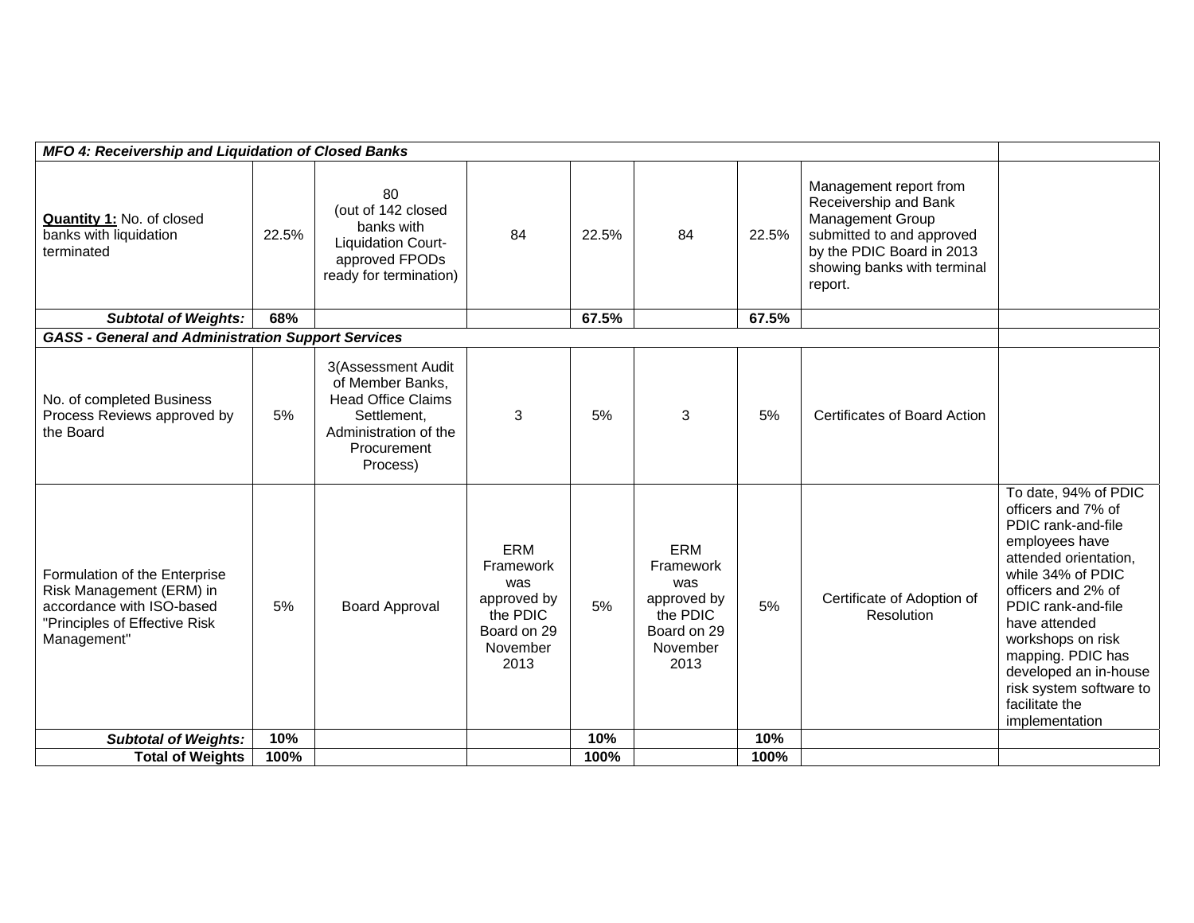| | | | | | | | | |
|---|---|---|---|---|---|---|---|---|
| ***MFO 4: Receivership and Liquidation of Closed Banks*** | | | | | | | | |
| **Quantity 1:** No. of closed banks with liquidation terminated | 22.5% | 80 (out of 142 closed banks with Liquidation Court-approved FPODs ready for termination) | 84 | 22.5% | 84 | 22.5% | Management report from Receivership and Bank Management Group submitted to and approved by the PDIC Board in 2013 showing banks with terminal report. | |
| ***Subtotal of Weights:*** | **68%** | | | **67.5%** | | **67.5%** | | |
| ***GASS - General and Administration Support Services*** | | | | | | | | |
| No. of completed Business Process Reviews approved by the Board | 5% | 3(Assessment Audit of Member Banks, Head Office Claims Settlement, Administration of the Procurement Process) | 3 | 5% | 3 | 5% | Certificates of Board Action | |
| Formulation of the Enterprise Risk Management (ERM) in accordance with ISO-based "Principles of Effective Risk Management" | 5% | Board Approval | ERM Framework was approved by the PDIC Board on 29 November 2013 | 5% | ERM Framework was approved by the PDIC Board on 29 November 2013 | 5% | Certificate of Adoption of Resolution | To date, 94% of PDIC officers and 7% of PDIC rank-and-file employees have attended orientation, while 34% of PDIC officers and 2% of PDIC rank-and-file have attended workshops on risk mapping. PDIC has developed an in-house risk system software to facilitate the implementation |
| ***Subtotal of Weights:*** | **10%** | | | **10%** | | **10%** | | |
| **Total of Weights** | **100%** | | | **100%** | | **100%** | | |